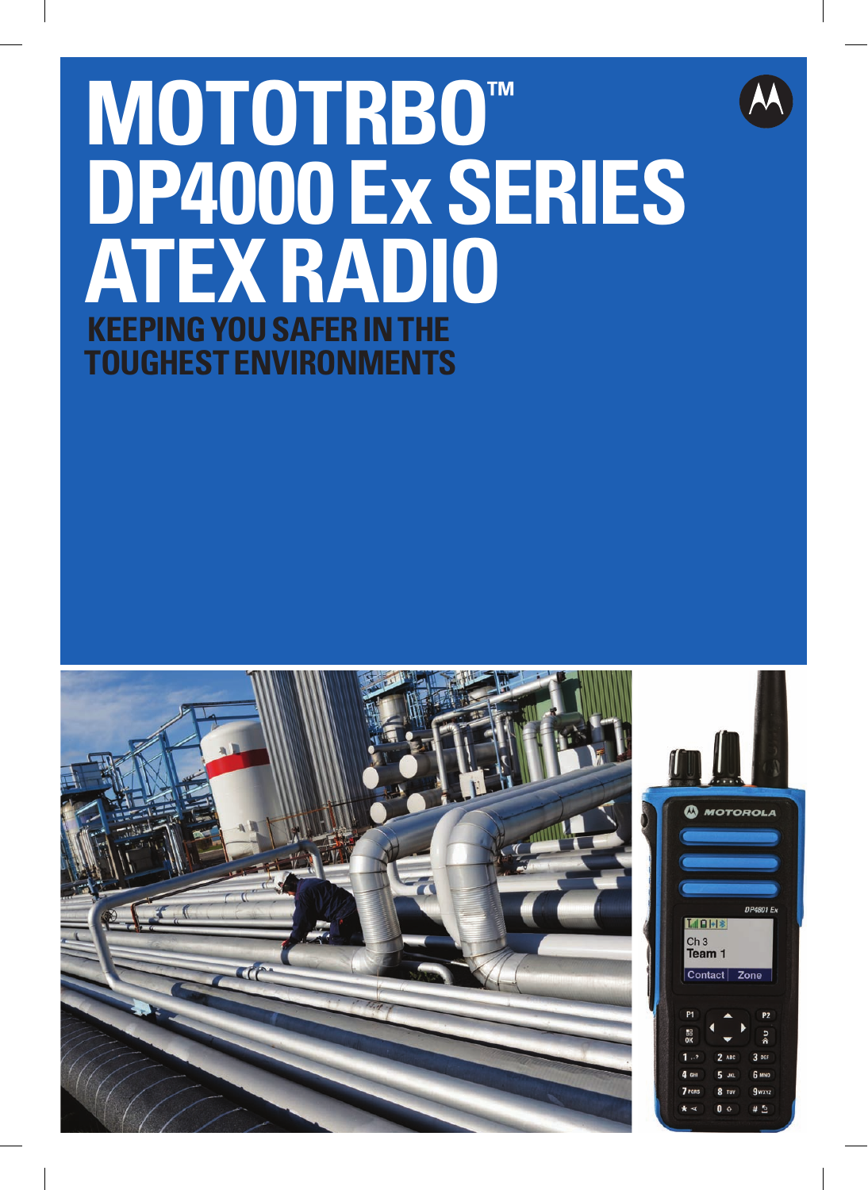# MOTOTRBO™ DP4000 Ex SERIES ATEX RADIO

## KEEPING YOU SAFER IN THE TOUGHEST ENVIRONMENTS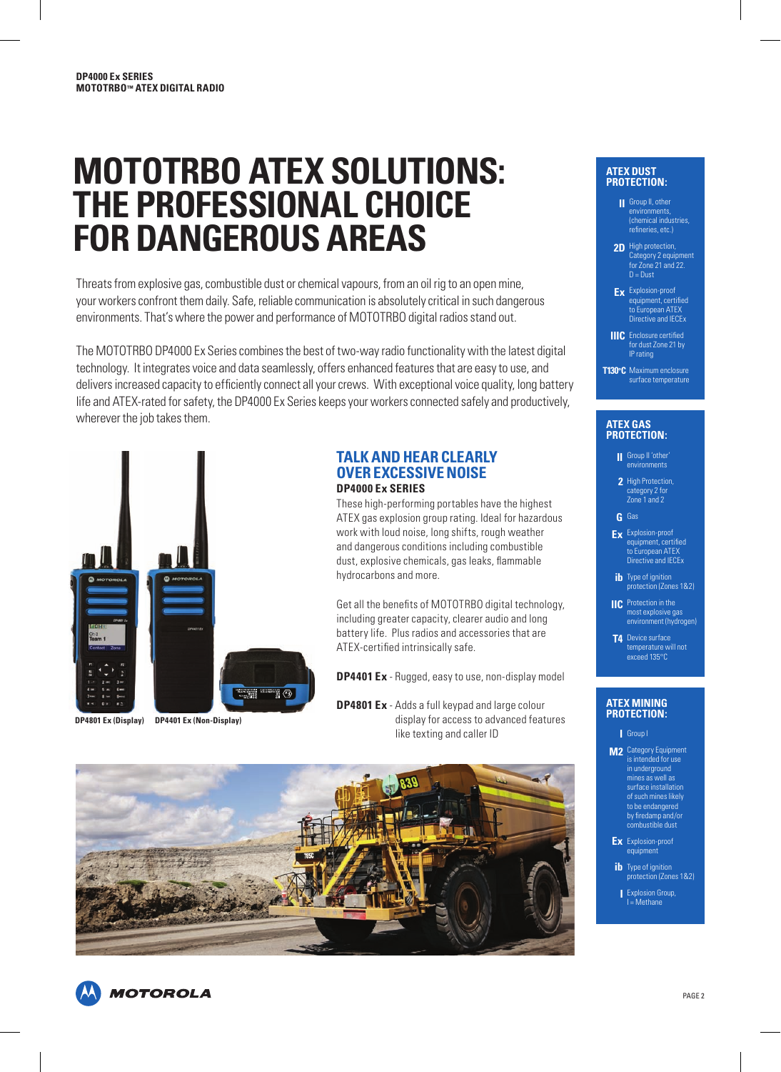DP4000 Ex SERIES
MOTOTRBO™ ATEX DIGITAL RADIO

# MOTOTRBO ATEX SOLUTIONS: THE PROFESSIONAL CHOICE FOR DANGEROUS AREAS

Threats from explosive gas, combustible dust or chemical vapours, from an oil rig to an open mine, your workers confront them daily. Safe, reliable communication is absolutely critical in such dangerous environments. That's where the power and performance of MOTOTRBO digital radios stand out.

The MOTOTRBO DP4000 Ex Series combines the best of two-way radio functionality with the latest digital technology. It integrates voice and data seamlessly, offers enhanced features that are easy to use, and delivers increased capacity to efficiently connect all your crews. With exceptional voice quality, long battery life and ATEX-rated for safety, the DP4000 Ex Series keeps your workers connected safely and productively, wherever the job takes them.

DP4801 Ex (Display) DP4401 Ex (Non-Display)

## TALK AND HEAR CLEARLY OVER EXCESSIVE NOISE

### DP4000 Ex SERIES

These high-performing portables have the highest ATEX gas explosion group rating. Ideal for hazardous work with loud noise, long shifts, rough weather and dangerous conditions including combustible dust, explosive chemicals, gas leaks, flammable hydrocarbons and more.

Get all the benefits of MOTOTRBO digital technology, including greater capacity, clearer audio and long battery life. Plus radios and accessories that are ATEX-certified intrinsically safe.

**DP4401 Ex** - Rugged, easy to use, non-display model

**DP4801 Ex** - Adds a full keypad and large colour display for access to advanced features like texting and caller ID

## ATEX DUST PROTECTION:

- **II** Group II, other environments, (chemical industries, refineries, etc.)
- **2D** High protection, Category 2 equipment for Zone 21 and 22. D = Dust
- **Ex** Explosion-proof equipment, certified to European ATEX Directive and IECEx
- **IIIC** Enclosure certified for dust Zone 21 by IP rating
- **T130°C** Maximum enclosure surface temperature

## ATEX GAS PROTECTION:

- **II** Group II 'other' environments
- **2** High Protection, category 2 for Zone 1 and 2
- **G** Gas
- **Ex** Explosion-proof equipment, certified to European ATEX Directive and IECEx
- **ib** Type of ignition protection (Zones 1&2)
- **IIC** Protection in the most explosive gas environment (hydrogen)
- **T4** Device surface temperature will not exceed 135°C

## ATEX MINING PROTECTION:

- **I** Group I
- **M2** Category Equipment is intended for use in underground mines as well as surface installation of such mines likely to be endangered by firedamp and/or combustible dust
- **Ex** Explosion-proof equipment
- **ib** Type of ignition protection (Zones 1&2)
- **I** Explosion Group, I = Methane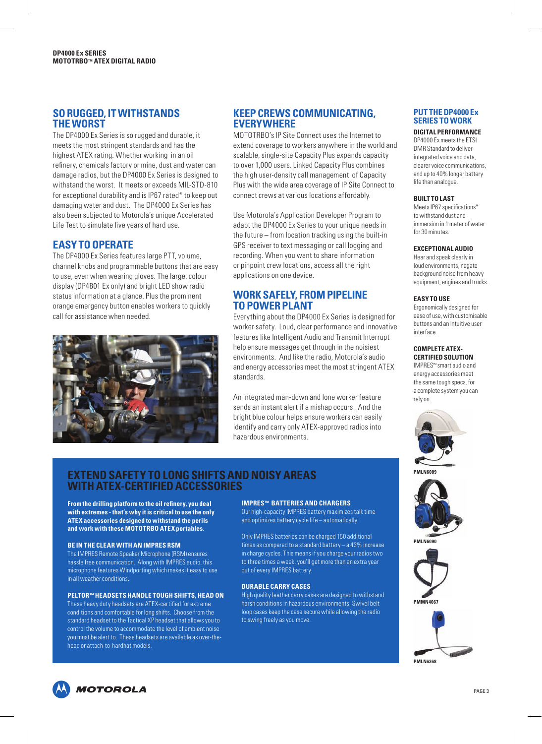## SO RUGGED, IT WITHSTANDS THE WORST

The DP4000 Ex Series is so rugged and durable, it meets the most stringent standards and has the highest ATEX rating. Whether working in an oil refinery, chemicals factory or mine, dust and water can damage radios, but the DP4000 Ex Series is designed to withstand the worst. It meets or exceeds MIL-STD-810 for exceptional durability and is IP67 rated* to keep out damaging water and dust. The DP4000 Ex Series has also been subjected to Motorola's unique Accelerated Life Test to simulate five years of hard use.

## EASY TO OPERATE

The DP4000 Ex Series features large PTT, volume, channel knobs and programmable buttons that are easy to use, even when wearing gloves. The large, colour display (DP4801 Ex only) and bright LED show radio status information at a glance. Plus the prominent orange emergency button enables workers to quickly call for assistance when needed.

## KEEP CREWS COMMUNICATING, EVERYWHERE

MOTOTRBO's IP Site Connect uses the Internet to extend coverage to workers anywhere in the world and scalable, single-site Capacity Plus expands capacity to over 1,000 users. Linked Capacity Plus combines the high user-density call management of Capacity Plus with the wide area coverage of IP Site Connect to connect crews at various locations affordably.

Use Motorola's Application Developer Program to adapt the DP4000 Ex Series to your unique needs in the future – from location tracking using the built-in GPS receiver to text messaging or call logging and recording. When you want to share information or pinpoint crew locations, access all the right applications on one device.

## WORK SAFELY, FROM PIPELINE TO POWER PLANT

Everything about the DP4000 Ex Series is designed for worker safety. Loud, clear performance and innovative features like Intelligent Audio and Transmit Interrupt help ensure messages get through in the noisiest environments. And like the radio, Motorola's audio and energy accessories meet the most stringent ATEX standards.

An integrated man-down and lone worker feature sends an instant alert if a mishap occurs. And the bright blue colour helps ensure workers can easily identify and carry only ATEX-approved radios into hazardous environments.

## PUT THE DP4000 Ex SERIES TO WORK

**DIGITAL PERFORMANCE**
DP4000 Ex meets the ETSI DMR Standard to deliver integrated voice and data, clearer voice communications, and up to 40% longer battery life than analogue.

**BUILT TO LAST**
Meets IP67 specifications* to withstand dust and immersion in 1 meter of water for 30 minutes.

**EXCEPTIONAL AUDIO**
Hear and speak clearly in loud environments, negate background noise from heavy equipment, engines and trucks.

**EASY TO USE**
Ergonomically designed for ease of use, with customisable buttons and an intuitive user interface.

**COMPLETE ATEX-CERTIFIED SOLUTION**
IMPRES™ smart audio and energy accessories meet the same tough specs, for a complete system you can rely on.

PMLN6089

PMLN6090

PMMN4067

PMLN6368

## EXTEND SAFETY TO LONG SHIFTS AND NOISY AREAS WITH ATEX-CERTIFIED ACCESSORIES

**From the drilling platform to the oil refinery, you deal with extremes - that's why it is critical to use the only ATEX accessories designed to withstand the perils and work with these MOTOTRBO ATEX portables.**

**BE IN THE CLEAR WITH AN IMPRES RSM**
The IMPRES Remote Speaker Microphone (RSM) ensures hassle free communication. Along with IMPRES audio, this microphone features Windporting which makes it easy to use in all weather conditions.

**PELTOR™ HEADSETS HANDLE TOUGH SHIFTS, HEAD ON**
These heavy duty headsets are ATEX-certified for extreme conditions and comfortable for long shifts. Choose from the standard headset to the Tactical XP headset that allows you to control the volume to accommodate the level of ambient noise you must be alert to. These headsets are available as over-the-head or attach-to-hardhat models.

**IMPRES™ BATTERIES AND CHARGERS**
Our high-capacity IMPRES battery maximizes talk time and optimizes battery cycle life – automatically.

Only IMPRES batteries can be charged 150 additional times as compared to a standard battery – a 43% increase in charge cycles. This means if you charge your radios two to three times a week, you'll get more than an extra year out of every IMPRES battery.

**DURABLE CARRY CASES**
High quality leather carry cases are designed to withstand harsh conditions in hazardous environments. Swivel belt loop cases keep the case secure while allowing the radio to swing freely as you move.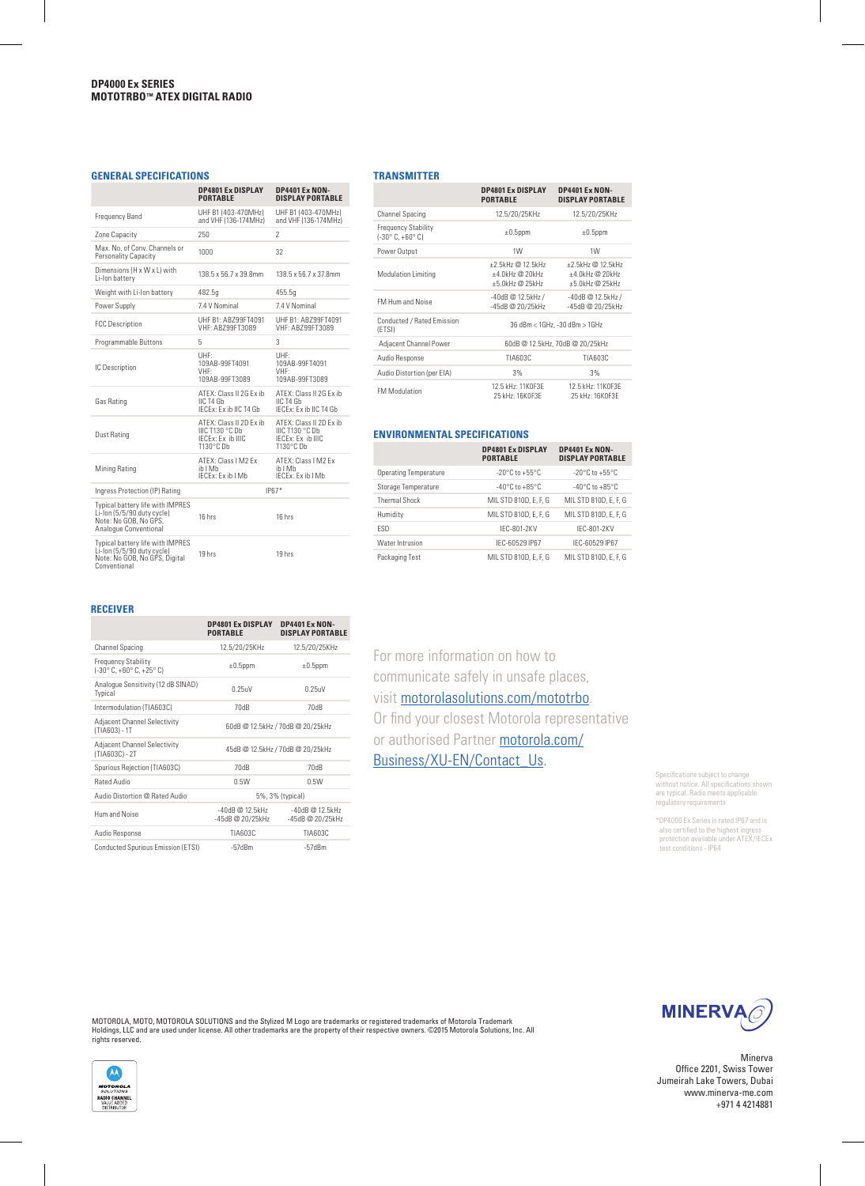**DP4000 Ex SERIES**
**MOTOTRBO™ ATEX DIGITAL RADIO**

## GENERAL SPECIFICATIONS

| | DP4801 Ex DISPLAY PORTABLE | DP4401 Ex NON-DISPLAY PORTABLE |
|---|---|---|
| Frequency Band | UHF B1 (403-470MHz) and VHF (136-174MHz) | UHF B1 (403-470MHz) and VHF (136-174MHz) |
| Zone Capacity | 250 | 2 |
| Max. No. of Conv. Channels or Personality Capacity | 1000 | 32 |
| Dimensions (H x W x L) with Li-Ion battery | 138.5 x 56.7 x 39.8mm | 138.5 x 56.7 x 37.8mm |
| Weight with Li-Ion battery | 482.5g | 455.5g |
| Power Supply | 7.4 V Nominal | 7.4 V Nominal |
| FCC Description | UHF B1: ABZ99FT4091 VHF: ABZ99FT3089 | UHF B1: ABZ99FT4091 VHF: ABZ99FT3089 |
| Programmable Buttons | 5 | 3 |
| IC Description | UHF: 109AB-99FT4091 VHF: 109AB-99FT3089 | UHF: 109AB-99FT4091 VHF: 109AB-99FT3089 |
| Gas Rating | ATEX: Class II 2G Ex ib IIC T4 Gb IECEx: Ex ib IIC T4 Gb | ATEX: Class II 2G Ex ib IIC T4 Gb IECEx: Ex ib IIC T4 Gb |
| Dust Rating | ATEX: Class II 2D Ex ib IIIC T130 °C Db IECEx: Ex ib IIIC T130°C Db | ATEX: Class II 2D Ex ib IIIC T130 °C Db IECEx: Ex ib IIIC T130°C Db |
| Mining Rating | ATEX: Class I M2 Ex ib I Mb IECEx: Ex ib I Mb | ATEX: Class I M2 Ex ib I Mb IECEx: Ex ib I Mb |
| Ingress Protection (IP) Rating | IP67* | |
| Typical battery life with IMPRES Li-Ion (5/5/90 duty cycle) Note: No GOB, No GPS, Analogue Conventional | 16 hrs | 16 hrs |
| Typical battery life with IMPRES Li-Ion (5/5/90 duty cycle) Note: No GOB, No GPS, Digital Conventional | 19 hrs | 19 hrs |

## TRANSMITTER

| | DP4801 Ex DISPLAY PORTABLE | DP4401 Ex NON-DISPLAY PORTABLE |
|---|---|---|
| Channel Spacing | 12.5/20/25KHz | 12.5/20/25KHz |
| Frequency Stability (-30° C, +60° C) | ±0.5ppm | ±0.5ppm |
| Power Output | 1W | 1W |
| Modulation Limiting | ±2.5kHz @ 12.5kHz ±4.0kHz @ 20kHz ±5.0kHz @ 25kHz | ±2.5kHz @ 12.5kHz ±4.0kHz @ 20kHz ±5.0kHz @ 25kHz |
| FM Hum and Noise | -40dB @ 12.5kHz / -45dB @ 20/25kHz | -40dB @ 12.5kHz / -45dB @ 20/25kHz |
| Conducted / Rated Emission (ETSI) | 36 dBm < 1GHz, -30 dBm > 1GHz | |
| Adjacent Channel Power | 60dB @ 12.5kHz, 70dB @ 20/25kHz | |
| Audio Response | TIA603C | TIA603C |
| Audio Distortion (per EIA) | 3% | 3% |
| FM Modulation | 12.5 kHz: 11K0F3E 25 kHz: 16K0F3E | 12.5 kHz: 11K0F3E 25 kHz: 16K0F3E |

## ENVIRONMENTAL SPECIFICATIONS

| | DP4801 Ex DISPLAY PORTABLE | DP4401 Ex NON-DISPLAY PORTABLE |
|---|---|---|
| Operating Temperature | -20°C to +55°C | -20°C to +55°C |
| Storage Temperature | -40°C to +85°C | -40°C to +85°C |
| Thermal Shock | MIL STD 810D, E, F, G | MIL STD 810D, E, F, G |
| Humidity | MIL STD 810D, E, F, G | MIL STD 810D, E, F, G |
| ESD | IEC-801-2KV | IEC-801-2KV |
| Water Intrusion | IEC-60529 IP67 | IEC-60529 IP67 |
| Packaging Test | MIL STD 810D, E, F, G | MIL STD 810D, E, F, G |

## RECEIVER

| | DP4801 Ex DISPLAY PORTABLE | DP4401 Ex NON-DISPLAY PORTABLE |
|---|---|---|
| Channel Spacing | 12.5/20/25KHz | 12.5/20/25KHz |
| Frequency Stability (-30° C, +60° C, +25° C) | ±0.5ppm | ±0.5ppm |
| Analogue Sensitivity (12 dB SINAD) Typical | 0.25uV | 0.25uV |
| Intermodulation (TIA603C) | 70dB | 70dB |
| Adjacent Channel Selectivity (TIA603) - 1T | 60dB @ 12.5kHz / 70dB @ 20/25kHz | |
| Adjacent Channel Selectivity (TIA603C) - 2T | 45dB @ 12.5kHz / 70dB @ 20/25kHz | |
| Spurious Rejection (TIA603C) | 70dB | 70dB |
| Rated Audio | 0.5W | 0.5W |
| Audio Distortion @ Rated Audio | 5%, 3% (typical) | |
| Hum and Noise | -40dB @ 12.5kHz -45dB @ 20/25kHz | -40dB @ 12.5kHz -45dB @ 20/25kHz |
| Audio Response | TIA603C | TIA603C |
| Conducted Spurious Emission (ETSI) | -57dBm | -57dBm |

For more information on how to communicate safely in unsafe places, visit motorolasolutions.com/mototrbo. Or find your closest Motorola representative or authorised Partner motorola.com/Business/XU-EN/Contact_Us.

Specifications subject to change without notice. All specifications shown are typical. Radio meets applicable regulatory requirements

*DP4000 Ex Series is rated IP67 and is also certified to the highest ingress protection available under ATEX/IECEx test conditions - IP64

MOTOROLA, MOTO, MOTOROLA SOLUTIONS and the Stylized M Logo are trademarks or registered trademarks of Motorola Trademark Holdings, LLC and are used under license. All other trademarks are the property of their respective owners. ©2015 Motorola Solutions, Inc. All rights reserved.

MOTOROLA SOLUTIONS RADIO CHANNEL VALUE ADDED DISTRIBUTOR

MINERVA

Minerva
Office 2201, Swiss Tower
Jumeirah Lake Towers, Dubai
www.minerva-me.com
+971 4 4214881